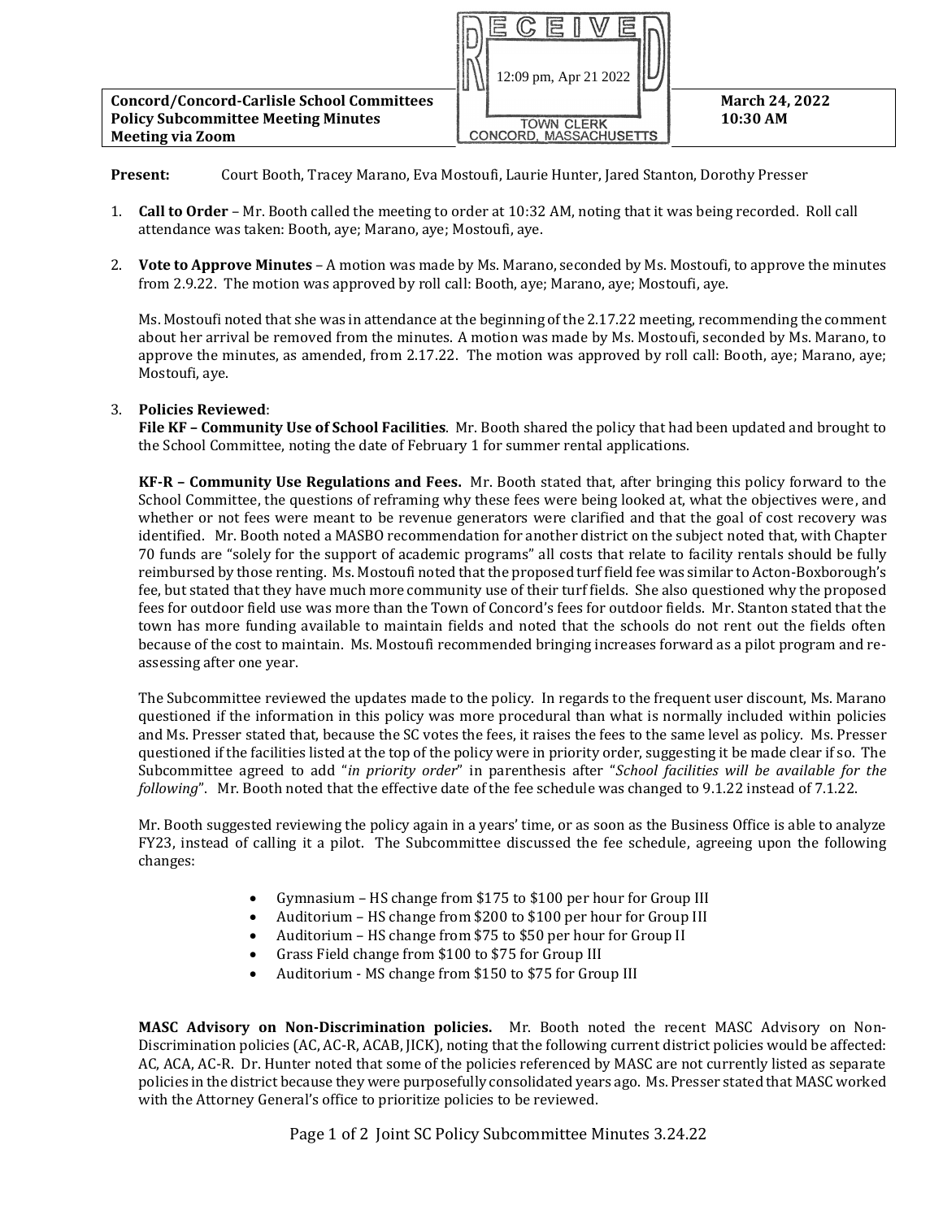**Concord/Concord-Carlisle School Committees**
**Policy Subcommittee Meeting Minutes**
**Meeting via Zoom**

RECEIVED
12:09 pm, Apr 21 2022
TOWN CLERK
CONCORD, MASSACHUSETTS

**March 24, 2022**
**10:30 AM**

**Present:** Court Booth, Tracey Marano, Eva Mostoufi, Laurie Hunter, Jared Stanton, Dorothy Presser

1. **Call to Order** – Mr. Booth called the meeting to order at 10:32 AM, noting that it was being recorded. Roll call attendance was taken: Booth, aye; Marano, aye; Mostoufi, aye.

2. **Vote to Approve Minutes** – A motion was made by Ms. Marano, seconded by Ms. Mostoufi, to approve the minutes from 2.9.22. The motion was approved by roll call: Booth, aye; Marano, aye; Mostoufi, aye.

   Ms. Mostoufi noted that she was in attendance at the beginning of the 2.17.22 meeting, recommending the comment about her arrival be removed from the minutes. A motion was made by Ms. Mostoufi, seconded by Ms. Marano, to approve the minutes, as amended, from 2.17.22. The motion was approved by roll call: Booth, aye; Marano, aye; Mostoufi, aye.

3. **Policies Reviewed**:
   **File KF – Community Use of School Facilities**. Mr. Booth shared the policy that had been updated and brought to the School Committee, noting the date of February 1 for summer rental applications.

   **KF-R – Community Use Regulations and Fees.** Mr. Booth stated that, after bringing this policy forward to the School Committee, the questions of reframing why these fees were being looked at, what the objectives were, and whether or not fees were meant to be revenue generators were clarified and that the goal of cost recovery was identified. Mr. Booth noted a MASBO recommendation for another district on the subject noted that, with Chapter 70 funds are "solely for the support of academic programs" all costs that relate to facility rentals should be fully reimbursed by those renting. Ms. Mostoufi noted that the proposed turf field fee was similar to Acton-Boxborough's fee, but stated that they have much more community use of their turf fields. She also questioned why the proposed fees for outdoor field use was more than the Town of Concord's fees for outdoor fields. Mr. Stanton stated that the town has more funding available to maintain fields and noted that the schools do not rent out the fields often because of the cost to maintain. Ms. Mostoufi recommended bringing increases forward as a pilot program and re-assessing after one year.

   The Subcommittee reviewed the updates made to the policy. In regards to the frequent user discount, Ms. Marano questioned if the information in this policy was more procedural than what is normally included within policies and Ms. Presser stated that, because the SC votes the fees, it raises the fees to the same level as policy. Ms. Presser questioned if the facilities listed at the top of the policy were in priority order, suggesting it be made clear if so. The Subcommittee agreed to add "*in priority order*" in parenthesis after "*School facilities will be available for the following*". Mr. Booth noted that the effective date of the fee schedule was changed to 9.1.22 instead of 7.1.22.

   Mr. Booth suggested reviewing the policy again in a years' time, or as soon as the Business Office is able to analyze FY23, instead of calling it a pilot. The Subcommittee discussed the fee schedule, agreeing upon the following changes:

   - Gymnasium – HS change from $175 to $100 per hour for Group III
   - Auditorium – HS change from $200 to $100 per hour for Group III
   - Auditorium – HS change from $75 to $50 per hour for Group II
   - Grass Field change from $100 to $75 for Group III
   - Auditorium - MS change from $150 to $75 for Group III

   **MASC Advisory on Non-Discrimination policies.** Mr. Booth noted the recent MASC Advisory on Non-Discrimination policies (AC, AC-R, ACAB, JICK), noting that the following current district policies would be affected: AC, ACA, AC-R. Dr. Hunter noted that some of the policies referenced by MASC are not currently listed as separate policies in the district because they were purposefully consolidated years ago. Ms. Presser stated that MASC worked with the Attorney General's office to prioritize policies to be reviewed.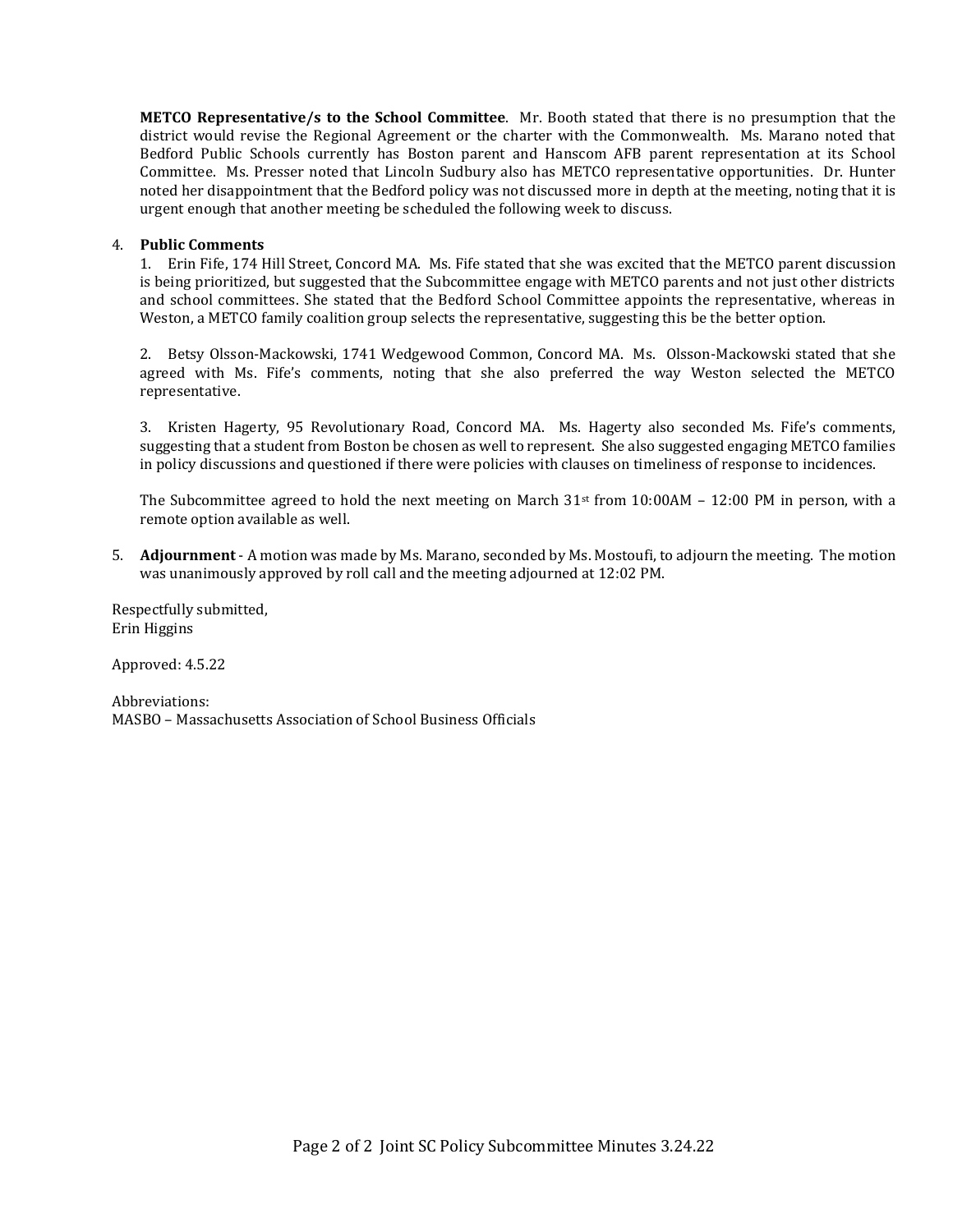**METCO Representative/s to the School Committee**. Mr. Booth stated that there is no presumption that the district would revise the Regional Agreement or the charter with the Commonwealth. Ms. Marano noted that Bedford Public Schools currently has Boston parent and Hanscom AFB parent representation at its School Committee. Ms. Presser noted that Lincoln Sudbury also has METCO representative opportunities. Dr. Hunter noted her disappointment that the Bedford policy was not discussed more in depth at the meeting, noting that it is urgent enough that another meeting be scheduled the following week to discuss.

4. **Public Comments**

   1. Erin Fife, 174 Hill Street, Concord MA. Ms. Fife stated that she was excited that the METCO parent discussion is being prioritized, but suggested that the Subcommittee engage with METCO parents and not just other districts and school committees. She stated that the Bedford School Committee appoints the representative, whereas in Weston, a METCO family coalition group selects the representative, suggesting this be the better option.

   2. Betsy Olsson-Mackowski, 1741 Wedgewood Common, Concord MA. Ms. Olsson-Mackowski stated that she agreed with Ms. Fife's comments, noting that she also preferred the way Weston selected the METCO representative.

   3. Kristen Hagerty, 95 Revolutionary Road, Concord MA. Ms. Hagerty also seconded Ms. Fife's comments, suggesting that a student from Boston be chosen as well to represent. She also suggested engaging METCO families in policy discussions and questioned if there were policies with clauses on timeliness of response to incidences.

   The Subcommittee agreed to hold the next meeting on March 31st from 10:00AM – 12:00 PM in person, with a remote option available as well.

5. **Adjournment** - A motion was made by Ms. Marano, seconded by Ms. Mostoufi, to adjourn the meeting. The motion was unanimously approved by roll call and the meeting adjourned at 12:02 PM.

Respectfully submitted,
Erin Higgins

Approved: 4.5.22

Abbreviations:
MASBO – Massachusetts Association of School Business Officials